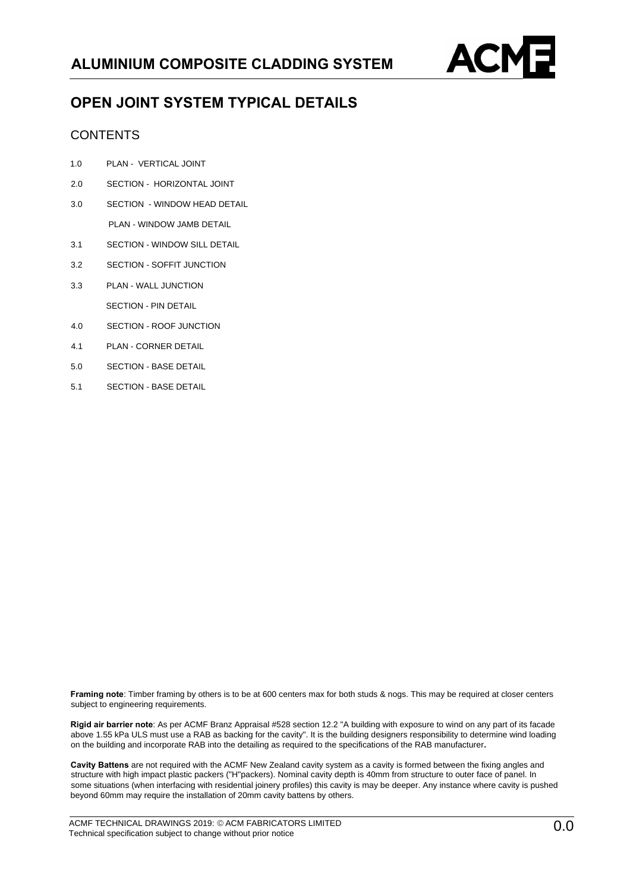# ALUMINIUM COMPOSITE CLADDING SYSTEM

## OPEN JOINT SYSTEM TYPICAL DETAILS

### CONTENTS

| | |
|---|---|
| 1.0 | PLAN - VERTICAL JOINT |
| 2.0 | SECTION - HORIZONTAL JOINT |
| 3.0 | SECTION - WINDOW HEAD DETAIL |
| | PLAN - WINDOW JAMB DETAIL |
| 3.1 | SECTION - WINDOW SILL DETAIL |
| 3.2 | SECTION - SOFFIT JUNCTION |
| 3.3 | PLAN - WALL JUNCTION |
| | SECTION - PIN DETAIL |
| 4.0 | SECTION - ROOF JUNCTION |
| 4.1 | PLAN - CORNER DETAIL |
| 5.0 | SECTION - BASE DETAIL |
| 5.1 | SECTION - BASE DETAIL |

**Framing note**: Timber framing by others is to be at 600 centers max for both studs & nogs. This may be required at closer centers subject to engineering requirements.

**Rigid air barrier note**: As per ACMF Branz Appraisal #528 section 12.2 "A building with exposure to wind on any part of its facade above 1.55 kPa ULS must use a RAB as backing for the cavity". It is the building designers responsibility to determine wind loading on the building and incorporate RAB into the detailing as required to the specifications of the RAB manufacturer**.**

**Cavity Battens** are not required with the ACMF New Zealand cavity system as a cavity is formed between the fixing angles and structure with high impact plastic packers ("H"packers). Nominal cavity depth is 40mm from structure to outer face of panel. In some situations (when interfacing with residential joinery profiles) this cavity is may be deeper. Any instance where cavity is pushed beyond 60mm may require the installation of 20mm cavity battens by others.

ACMF TECHNICAL DRAWINGS 2019: © ACM FABRICATORS LIMITED
Technical specification subject to change without prior notice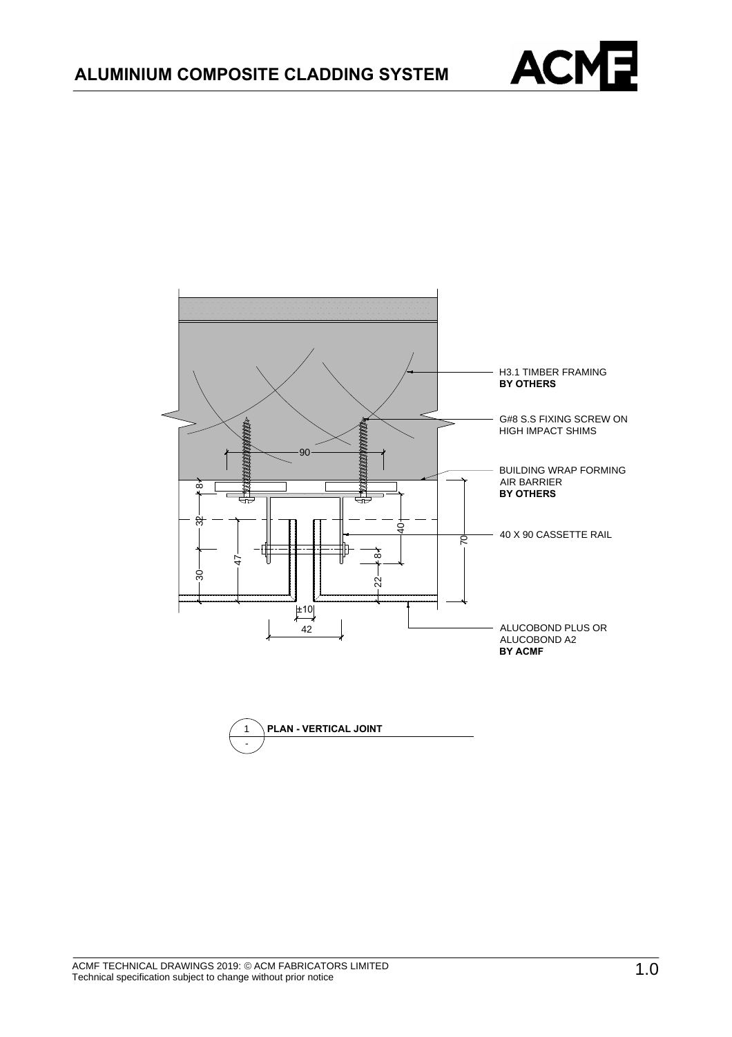# ALUMINIUM COMPOSITE CLADDING SYSTEM

H3.1 TIMBER FRAMING
**BY OTHERS**

G#8 S.S FIXING SCREW ON HIGH IMPACT SHIMS

BUILDING WRAP FORMING AIR BARRIER
**BY OTHERS**

40 X 90 CASSETTE RAIL

ALUCOBOND PLUS OR ALUCOBOND A2
**BY ACMF**

90 8 32 47 30 40 8 22 70 ±10 42

1 **PLAN - VERTICAL JOINT**
-

ACMF TECHNICAL DRAWINGS 2019: © ACM FABRICATORS LIMITED
Technical specification subject to change without prior notice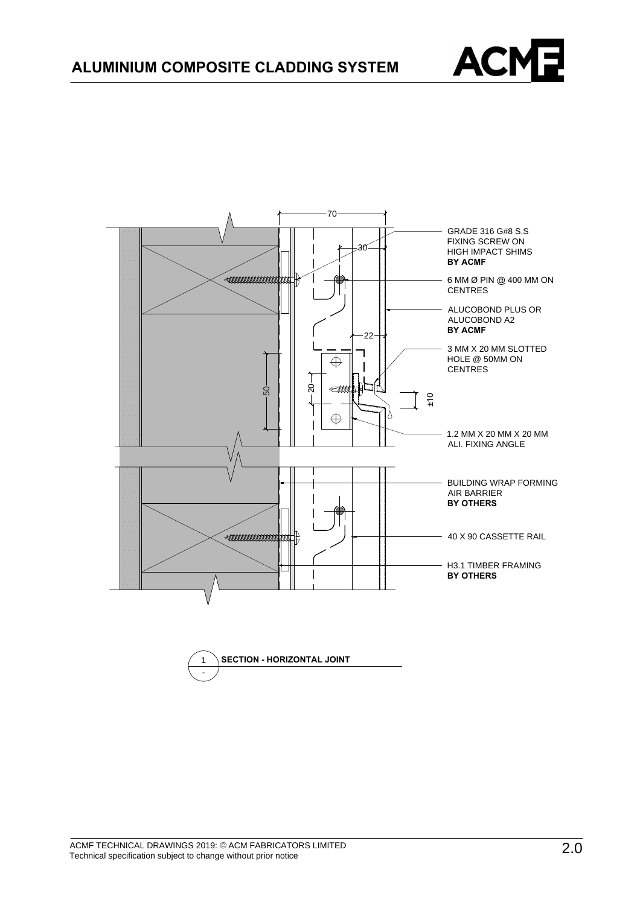# ALUMINIUM COMPOSITE CLADDING SYSTEM

70

30

22

50

20

±10

GRADE 316 G#8 S.S FIXING SCREW ON HIGH IMPACT SHIMS **BY ACMF**

6 MM Ø PIN @ 400 MM ON CENTRES

ALUCOBOND PLUS OR ALUCOBOND A2 **BY ACMF**

3 MM X 20 MM SLOTTED HOLE @ 50MM ON CENTRES

1.2 MM X 20 MM X 20 MM ALI. FIXING ANGLE

BUILDING WRAP FORMING AIR BARRIER **BY OTHERS**

40 X 90 CASSETTE RAIL

H3.1 TIMBER FRAMING **BY OTHERS**

1 / - **SECTION - HORIZONTAL JOINT**

ACMF TECHNICAL DRAWINGS 2019: © ACM FABRICATORS LIMITED
Technical specification subject to change without prior notice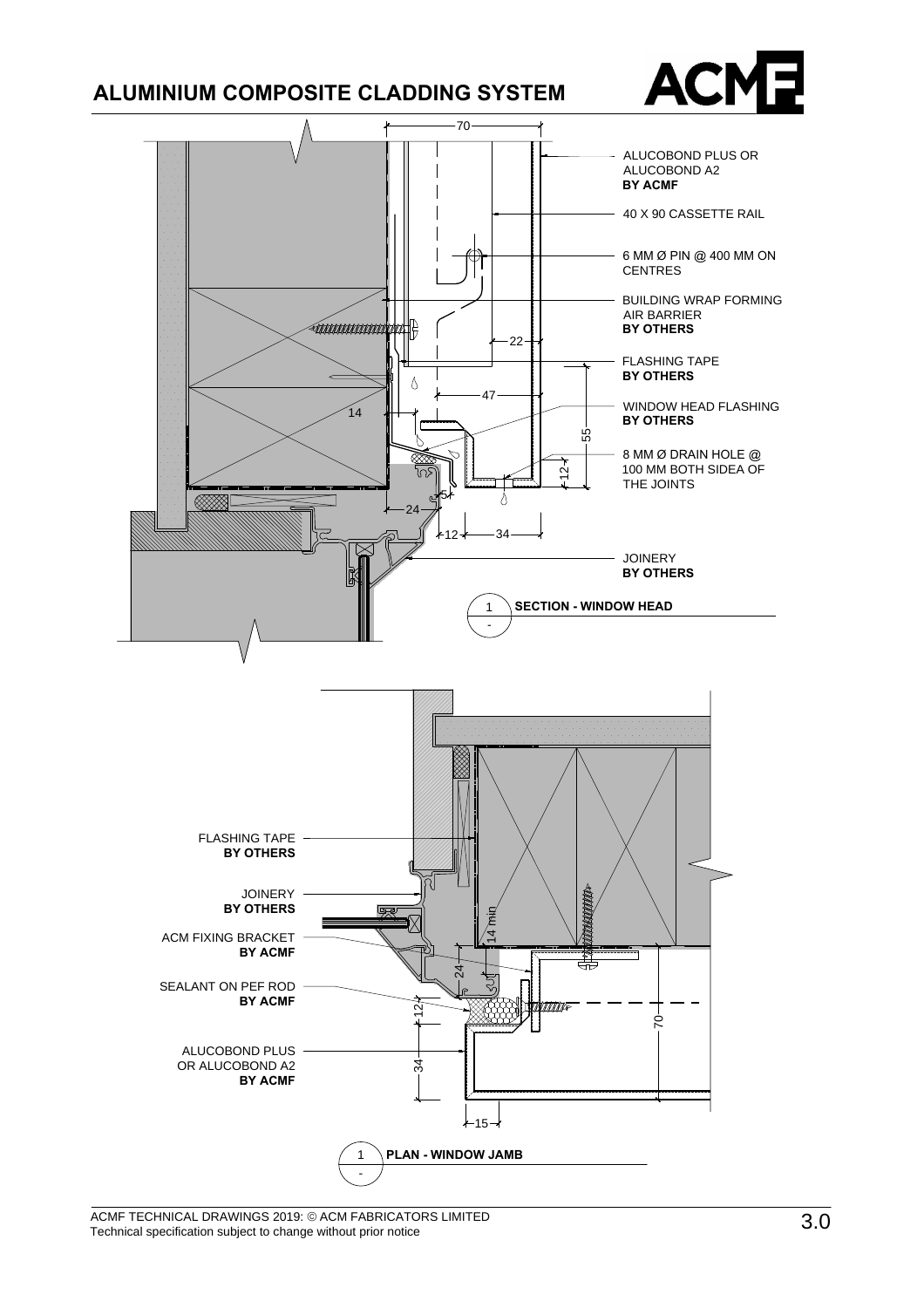# ALUMINIUM COMPOSITE CLADDING SYSTEM

ALUCOBOND PLUS OR ALUCOBOND A2
**BY ACMF**

40 X 90 CASSETTE RAIL

6 MM Ø PIN @ 400 MM ON CENTRES

BUILDING WRAP FORMING AIR BARRIER
**BY OTHERS**

FLASHING TAPE
**BY OTHERS**

WINDOW HEAD FLASHING
**BY OTHERS**

8 MM Ø DRAIN HOLE @ 100 MM BOTH SIDEA OF THE JOINTS

JOINERY
**BY OTHERS**

70, 22, 47, 14, 55, 12, 5, 24, 12, 34

1 **SECTION - WINDOW HEAD**

FLASHING TAPE
**BY OTHERS**

JOINERY
**BY OTHERS**

ACM FIXING BRACKET
**BY ACMF**

SEALANT ON PEF ROD
**BY ACMF**

ALUCOBOND PLUS OR ALUCOBOND A2
**BY ACMF**

14 min, 24, 12, 34, 15, 70

1 **PLAN - WINDOW JAMB**

ACMF TECHNICAL DRAWINGS 2019: © ACM FABRICATORS LIMITED
Technical specification subject to change without prior notice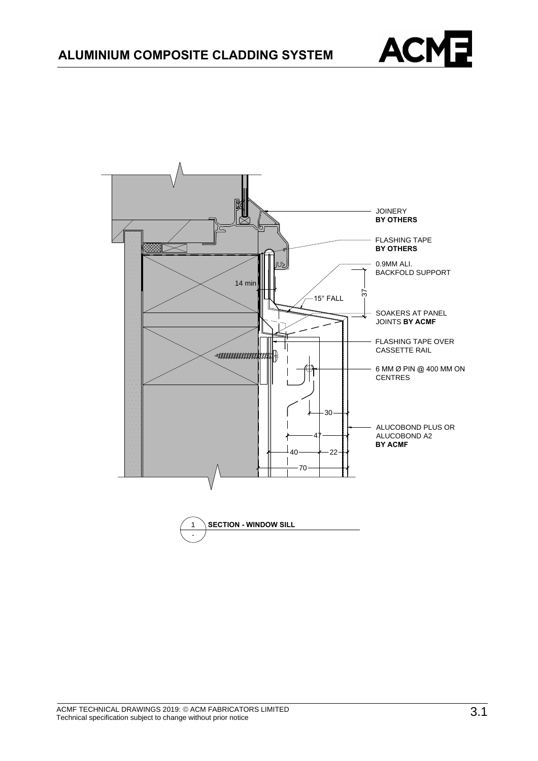# ALUMINIUM COMPOSITE CLADDING SYSTEM

JOINERY
**BY OTHERS**

FLASHING TAPE
**BY OTHERS**

0.9MM ALI.
BACKFOLD SUPPORT

14 min

15° FALL

37

SOAKERS AT PANEL JOINTS **BY ACMF**

FLASHING TAPE OVER CASSETTE RAIL

6 MM Ø PIN @ 400 MM ON CENTRES

30

47

40

22

70

ALUCOBOND PLUS OR ALUCOBOND A2
**BY ACMF**

1 **SECTION - WINDOW SILL**
-

ACMF TECHNICAL DRAWINGS 2019: © ACM FABRICATORS LIMITED
Technical specification subject to change without prior notice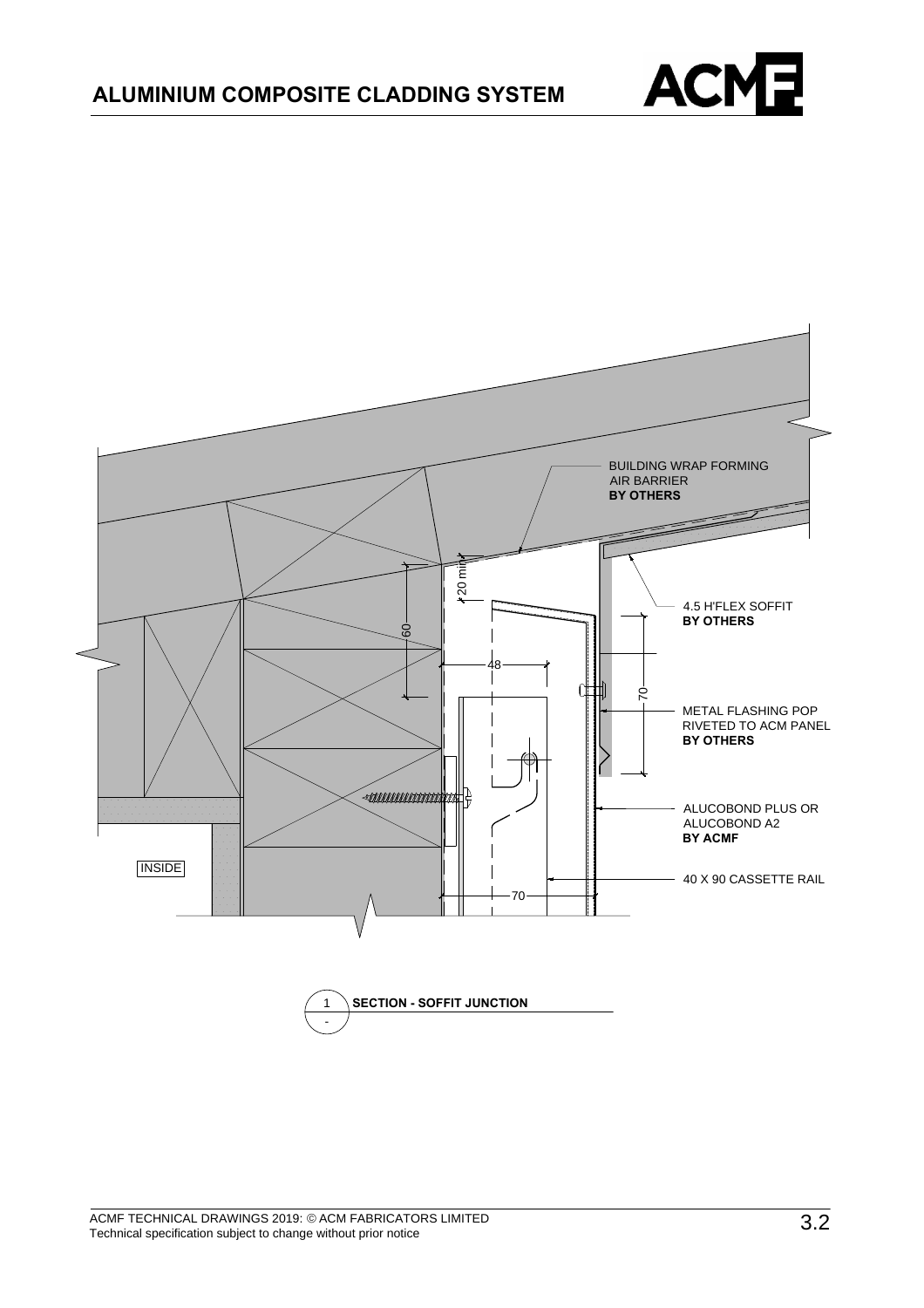# ALUMINIUM COMPOSITE CLADDING SYSTEM

BUILDING WRAP FORMING AIR BARRIER **BY OTHERS**

4.5 H'FLEX SOFFIT **BY OTHERS**

METAL FLASHING POP RIVETED TO ACM PANEL **BY OTHERS**

ALUCOBOND PLUS OR ALUCOBOND A2 **BY ACMF**

40 X 90 CASSETTE RAIL

INSIDE

20 min

60

48

70

70

1 **SECTION - SOFFIT JUNCTION**

ACMF TECHNICAL DRAWINGS 2019: © ACM FABRICATORS LIMITED
Technical specification subject to change without prior notice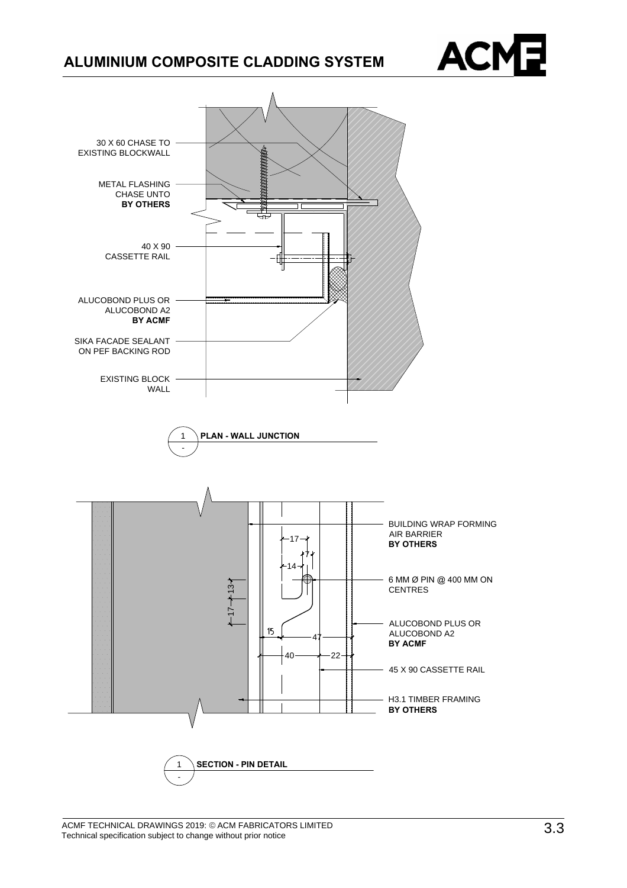# ALUMINIUM COMPOSITE CLADDING SYSTEM

30 X 60 CHASE TO EXISTING BLOCKWALL

METAL FLASHING CHASE UNTO **BY OTHERS**

40 X 90 CASSETTE RAIL

ALUCOBOND PLUS OR ALUCOBOND A2 **BY ACMF**

SIKA FACADE SEALANT ON PEF BACKING ROD

EXISTING BLOCK WALL

1 **PLAN - WALL JUNCTION**

BUILDING WRAP FORMING AIR BARRIER **BY OTHERS**

6 MM Ø PIN @ 400 MM ON CENTRES

ALUCOBOND PLUS OR ALUCOBOND A2 **BY ACMF**

45 X 90 CASSETTE RAIL

H3.1 TIMBER FRAMING **BY OTHERS**

17, 7, 14, 13, 17, 15, 47, 40, 22

1 **SECTION - PIN DETAIL**

ACMF TECHNICAL DRAWINGS 2019: © ACM FABRICATORS LIMITED
Technical specification subject to change without prior notice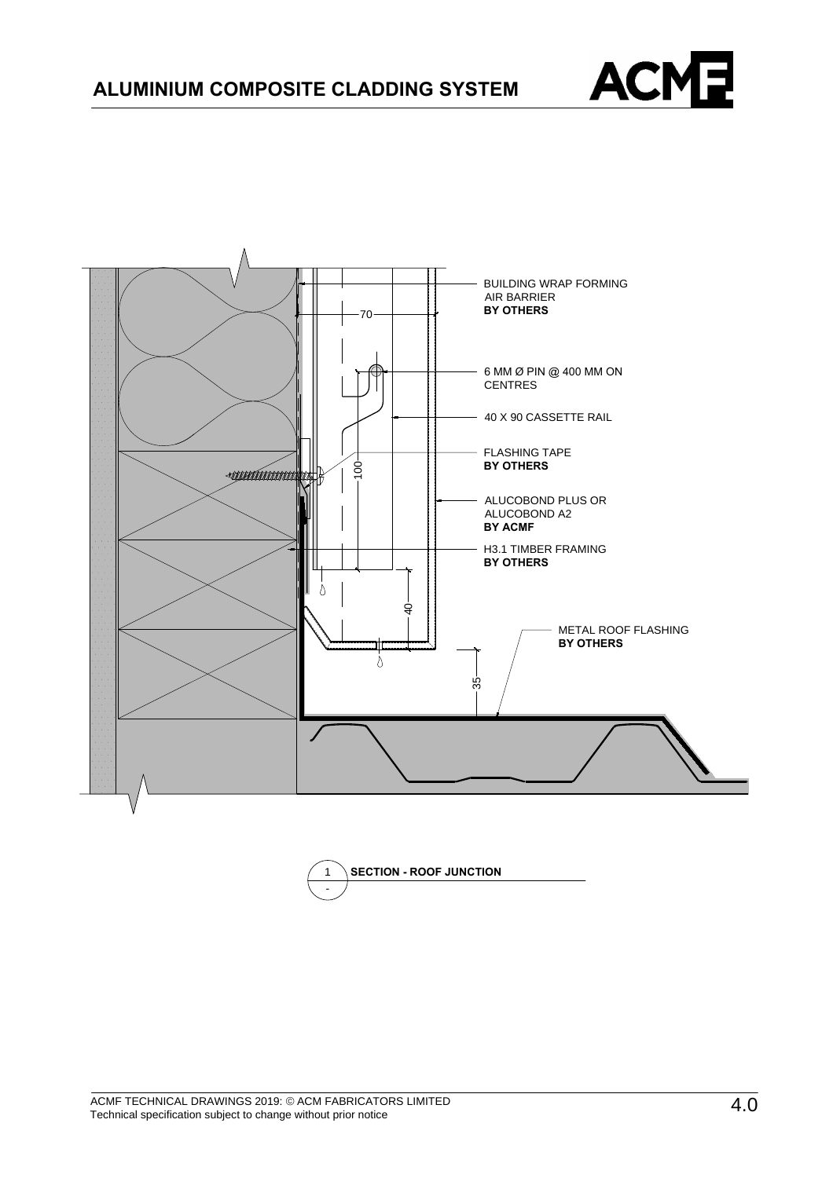# ALUMINIUM COMPOSITE CLADDING SYSTEM

BUILDING WRAP FORMING AIR BARRIER
**BY OTHERS**

70

6 MM Ø PIN @ 400 MM ON CENTRES

40 X 90 CASSETTE RAIL

FLASHING TAPE
**BY OTHERS**

100

ALUCOBOND PLUS OR ALUCOBOND A2
**BY ACMF**

H3.1 TIMBER FRAMING
**BY OTHERS**

40

METAL ROOF FLASHING
**BY OTHERS**

35

1 **SECTION - ROOF JUNCTION**
-

ACMF TECHNICAL DRAWINGS 2019: © ACM FABRICATORS LIMITED
Technical specification subject to change without prior notice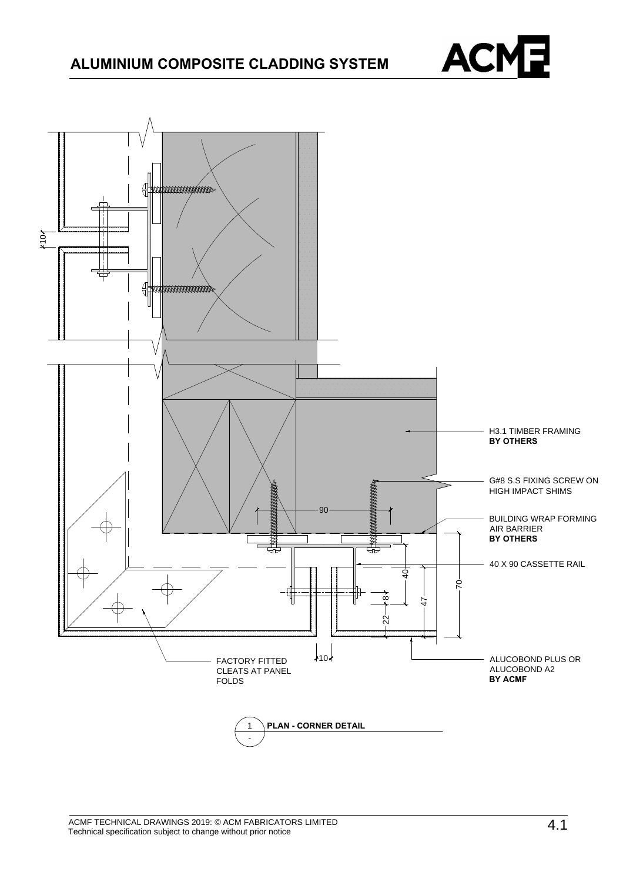# ALUMINIUM COMPOSITE CLADDING SYSTEM

H3.1 TIMBER FRAMING
**BY OTHERS**

G#8 S.S FIXING SCREW ON HIGH IMPACT SHIMS

BUILDING WRAP FORMING AIR BARRIER
**BY OTHERS**

40 X 90 CASSETTE RAIL

ALUCOBOND PLUS OR ALUCOBOND A2
**BY ACMF**

FACTORY FITTED CLEATS AT PANEL FOLDS

10 | 90 | 40 | 8 | 22 | 47 | 70 | 10

1 - **PLAN - CORNER DETAIL**

ACMF TECHNICAL DRAWINGS 2019: © ACM FABRICATORS LIMITED
Technical specification subject to change without prior notice

4.1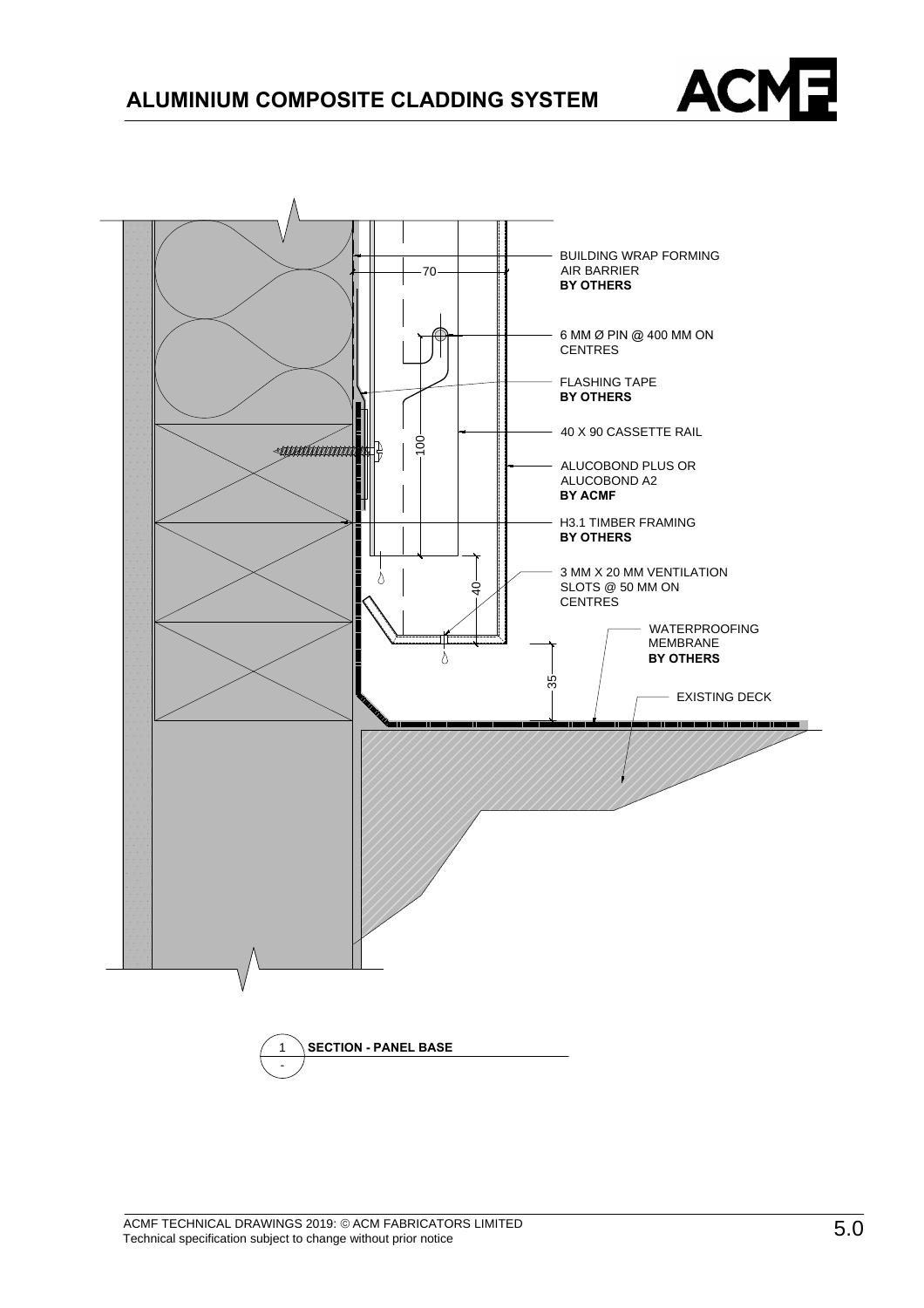# ALUMINIUM COMPOSITE CLADDING SYSTEM

BUILDING WRAP FORMING AIR BARRIER
**BY OTHERS**

6 MM Ø PIN @ 400 MM ON CENTRES

FLASHING TAPE
**BY OTHERS**

40 X 90 CASSETTE RAIL

ALUCOBOND PLUS OR ALUCOBOND A2
**BY ACMF**

H3.1 TIMBER FRAMING
**BY OTHERS**

3 MM X 20 MM VENTILATION SLOTS @ 50 MM ON CENTRES

WATERPROOFING MEMBRANE
**BY OTHERS**

EXISTING DECK

70

100

40

35

1 - **SECTION - PANEL BASE**

ACMF TECHNICAL DRAWINGS 2019: © ACM FABRICATORS LIMITED
Technical specification subject to change without prior notice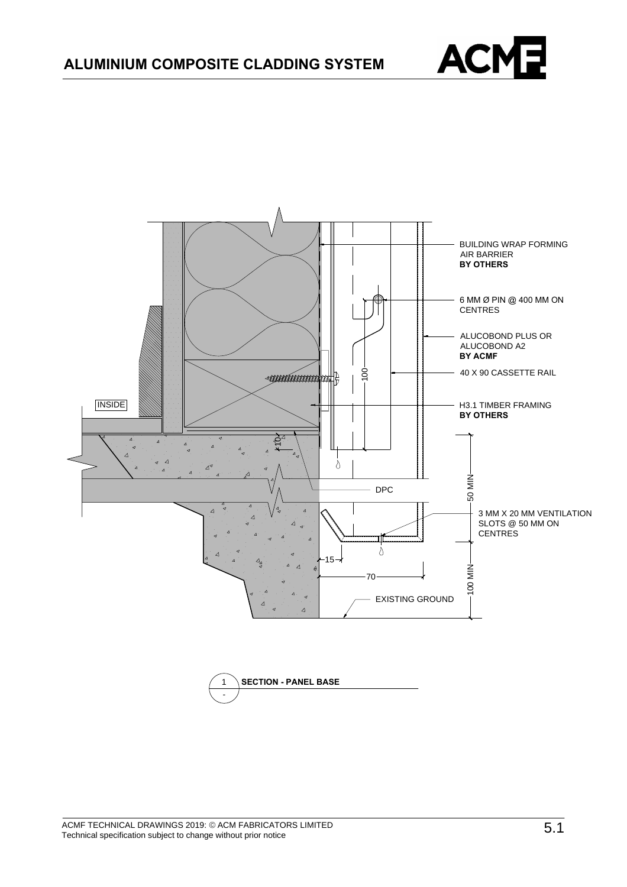# ALUMINIUM COMPOSITE CLADDING SYSTEM

ACMF

BUILDING WRAP FORMING AIR BARRIER
**BY OTHERS**

6 MM Ø PIN @ 400 MM ON CENTRES

ALUCOBOND PLUS OR ALUCOBOND A2
**BY ACMF**

40 X 90 CASSETTE RAIL

INSIDE

H3.1 TIMBER FRAMING
**BY OTHERS**

100

10

DPC

50 MIN

3 MM X 20 MM VENTILATION SLOTS @ 50 MM ON CENTRES

15

70

100 MIN

EXISTING GROUND

1
-
**SECTION - PANEL BASE**

ACMF TECHNICAL DRAWINGS 2019: © ACM FABRICATORS LIMITED
Technical specification subject to change without prior notice